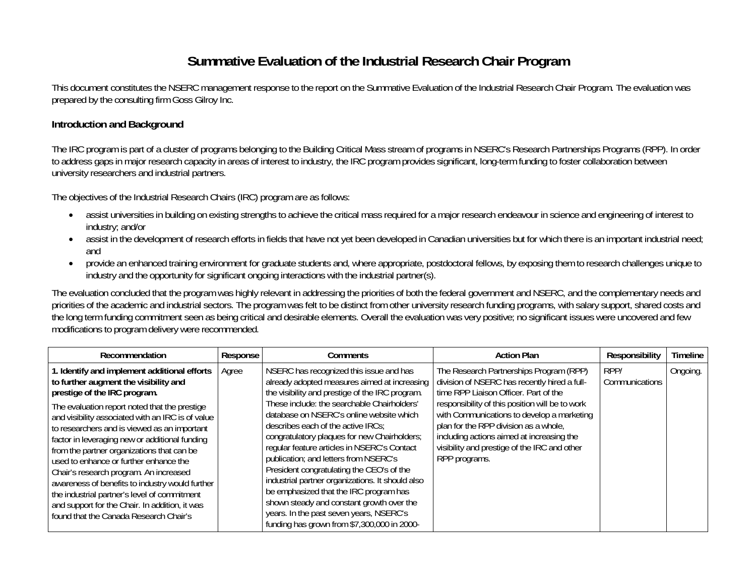# Summative Evaluation of the Industrial Research Chair Program

This document constitutes the NSERC management response to the report on the Summative Evaluation of the Industrial Research Chair Program. The evaluation was prepared by the consulting firm Goss Gilroy Inc.

### Introduction and Background

The IRC program is part of a cluster of programs belonging to the Building Critical Mass stream of programs in NSERC's Research Partnerships Programs (RPP). In order to address gaps in major research capacity in areas of interest to industry, the IRC program provides significant, long-term funding to foster collaboration between university researchers and industrial partners.

The objectives of the Industrial Research Chairs (IRC) program are as follows:

- assist universities in building on existing strengths to achieve the critical mass required for a major research endeavour in science and engineering of interest to industry; and/or
- assist in the development of research efforts in fields that have not yet been developed in Canadian universities but for which there is an important industrial need; and
- provide an enhanced training environment for graduate students and, where appropriate, postdoctoral fellows, by exposing them to research challenges unique to industry and the opportunity for significant ongoing interactions with the industrial partner(s).

The evaluation concluded that the program was highly relevant in addressing the priorities of both the federal government and NSERC, and the complementary needs and priorities of the academic and industrial sectors. The program was felt to be distinct from other university research funding programs, with salary support, shared costs and the long term funding commitment seen as being critical and desirable elements. Overall the evaluation was very positive; no significant issues were uncovered and few modifications to program delivery were recommended.

| Recommendation | Response | Comments | Action Plan | Responsibility | Timeline |
|---|---|---|---|---|---|
| **1. Identify and implement additional efforts to further augment the visibility and prestige of the IRC program.**<br><br>The evaluation report noted that the prestige and visibility associated with an IRC is of value to researchers and is viewed as an important factor in leveraging new or additional funding from the partner organizations that can be used to enhance or further enhance the Chair's research program. An increased awareness of benefits to industry would further the industrial partner's level of commitment and support for the Chair. In addition, it was found that the Canada Research Chair's | Agree | NSERC has recognized this issue and has already adopted measures aimed at increasing the visibility and prestige of the IRC program. These include: the searchable Chairholders' database on NSERC's online website which describes each of the active IRCs; congratulatory plaques for new Chairholders; regular feature articles in NSERC's Contact publication; and letters from NSERC's President congratulating the CEO's of the industrial partner organizations. It should also be emphasized that the IRC program has shown steady and constant growth over the years. In the past seven years, NSERC's funding has grown from $7,300,000 in 2000- | The Research Partnerships Program (RPP) division of NSERC has recently hired a full-time RPP Liaison Officer. Part of the responsibility of this position will be to work with Communications to develop a marketing plan for the RPP division as a whole, including actions aimed at increasing the visibility and prestige of the IRC and other RPP programs. | RPP/ Communications | Ongoing. |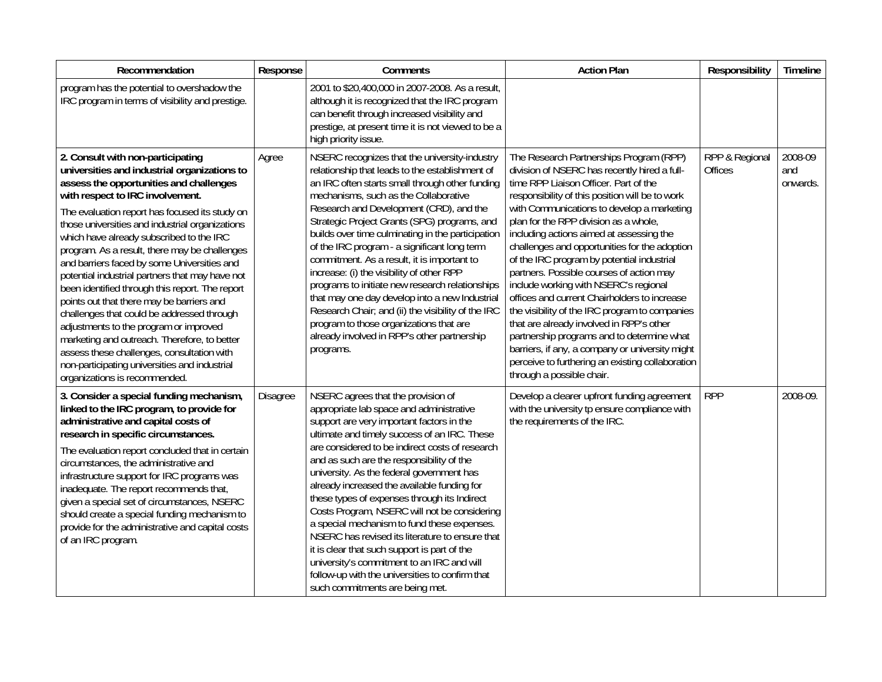| Recommendation | Response | Comments | Action Plan | Responsibility | Timeline |
|---|---|---|---|---|---|
| program has the potential to overshadow the IRC program in terms of visibility and prestige. | | 2001 to $20,400,000 in 2007-2008. As a result, although it is recognized that the IRC program can benefit through increased visibility and prestige, at present time it is not viewed to be a high priority issue. | | | |
| **2. Consult with non-participating universities and industrial organizations to assess the opportunities and challenges with respect to IRC involvement.**<br>The evaluation report has focused its study on those universities and industrial organizations which have already subscribed to the IRC program. As a result, there may be challenges and barriers faced by some Universities and potential industrial partners that may have not been identified through this report. The report points out that there may be barriers and challenges that could be addressed through adjustments to the program or improved marketing and outreach. Therefore, to better assess these challenges, consultation with non-participating universities and industrial organizations is recommended. | Agree | NSERC recognizes that the university-industry relationship that leads to the establishment of an IRC often starts small through other funding mechanisms, such as the Collaborative Research and Development (CRD), and the Strategic Project Grants (SPG) programs, and builds over time culminating in the participation of the IRC program - a significant long term commitment. As a result, it is important to increase: (i) the visibility of other RPP programs to initiate new research relationships that may one day develop into a new Industrial Research Chair; and (ii) the visibility of the IRC program to those organizations that are already involved in RPP's other partnership programs. | The Research Partnerships Program (RPP) division of NSERC has recently hired a full-time RPP Liaison Officer. Part of the responsibility of this position will be to work with Communications to develop a marketing plan for the RPP division as a whole, including actions aimed at assessing the challenges and opportunities for the adoption of the IRC program by potential industrial partners. Possible courses of action may include working with NSERC's regional offices and current Chairholders to increase the visibility of the IRC program to companies that are already involved in RPP's other partnership programs and to determine what barriers, if any, a company or university might perceive to furthering an existing collaboration through a possible chair. | RPP & Regional Offices | 2008-09 and onwards. |
| **3. Consider a special funding mechanism, linked to the IRC program, to provide for administrative and capital costs of research in specific circumstances.**<br>The evaluation report concluded that in certain circumstances, the administrative and infrastructure support for IRC programs was inadequate. The report recommends that, given a special set of circumstances, NSERC should create a special funding mechanism to provide for the administrative and capital costs of an IRC program. | Disagree | NSERC agrees that the provision of appropriate lab space and administrative support are very important factors in the ultimate and timely success of an IRC. These are considered to be indirect costs of research and as such are the responsibility of the university. As the federal government has already increased the available funding for these types of expenses through its Indirect Costs Program, NSERC will not be considering a special mechanism to fund these expenses. NSERC has revised its literature to ensure that it is clear that such support is part of the university's commitment to an IRC and will follow-up with the universities to confirm that such commitments are being met. | Develop a clearer upfront funding agreement with the university tp ensure compliance with the requirements of the IRC. | RPP | 2008-09. |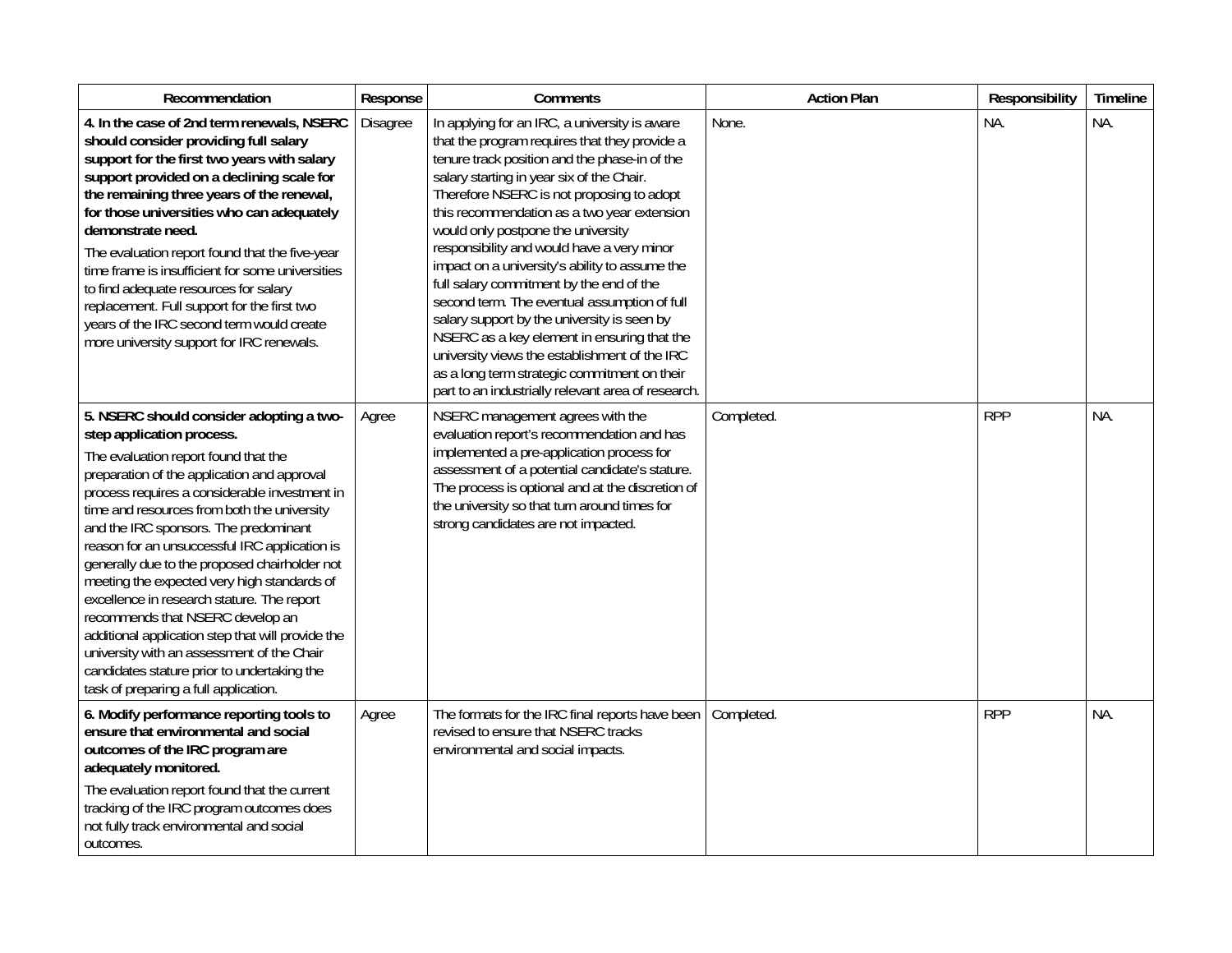| Recommendation | Response | Comments | Action Plan | Responsibility | Timeline |
|---|---|---|---|---|---|
| **4. In the case of 2nd term renewals, NSERC should consider providing full salary support for the first two years with salary support provided on a declining scale for the remaining three years of the renewal, for those universities who can adequately demonstrate need.** The evaluation report found that the five-year time frame is insufficient for some universities to find adequate resources for salary replacement. Full support for the first two years of the IRC second term would create more university support for IRC renewals. | Disagree | In applying for an IRC, a university is aware that the program requires that they provide a tenure track position and the phase-in of the salary starting in year six of the Chair. Therefore NSERC is not proposing to adopt this recommendation as a two year extension would only postpone the university responsibility and would have a very minor impact on a university's ability to assume the full salary commitment by the end of the second term. The eventual assumption of full salary support by the university is seen by NSERC as a key element in ensuring that the university views the establishment of the IRC as a long term strategic commitment on their part to an industrially relevant area of research. | None. | NA. | NA. |
| **5. NSERC should consider adopting a two-step application process.** The evaluation report found that the preparation of the application and approval process requires a considerable investment in time and resources from both the university and the IRC sponsors. The predominant reason for an unsuccessful IRC application is generally due to the proposed chairholder not meeting the expected very high standards of excellence in research stature. The report recommends that NSERC develop an additional application step that will provide the university with an assessment of the Chair candidates stature prior to undertaking the task of preparing a full application. | Agree | NSERC management agrees with the evaluation report's recommendation and has implemented a pre-application process for assessment of a potential candidate's stature. The process is optional and at the discretion of the university so that turn around times for strong candidates are not impacted. | Completed. | RPP | NA. |
| **6. Modify performance reporting tools to ensure that environmental and social outcomes of the IRC program are adequately monitored.** The evaluation report found that the current tracking of the IRC program outcomes does not fully track environmental and social outcomes. | Agree | The formats for the IRC final reports have been revised to ensure that NSERC tracks environmental and social impacts. | Completed. | RPP | NA. |